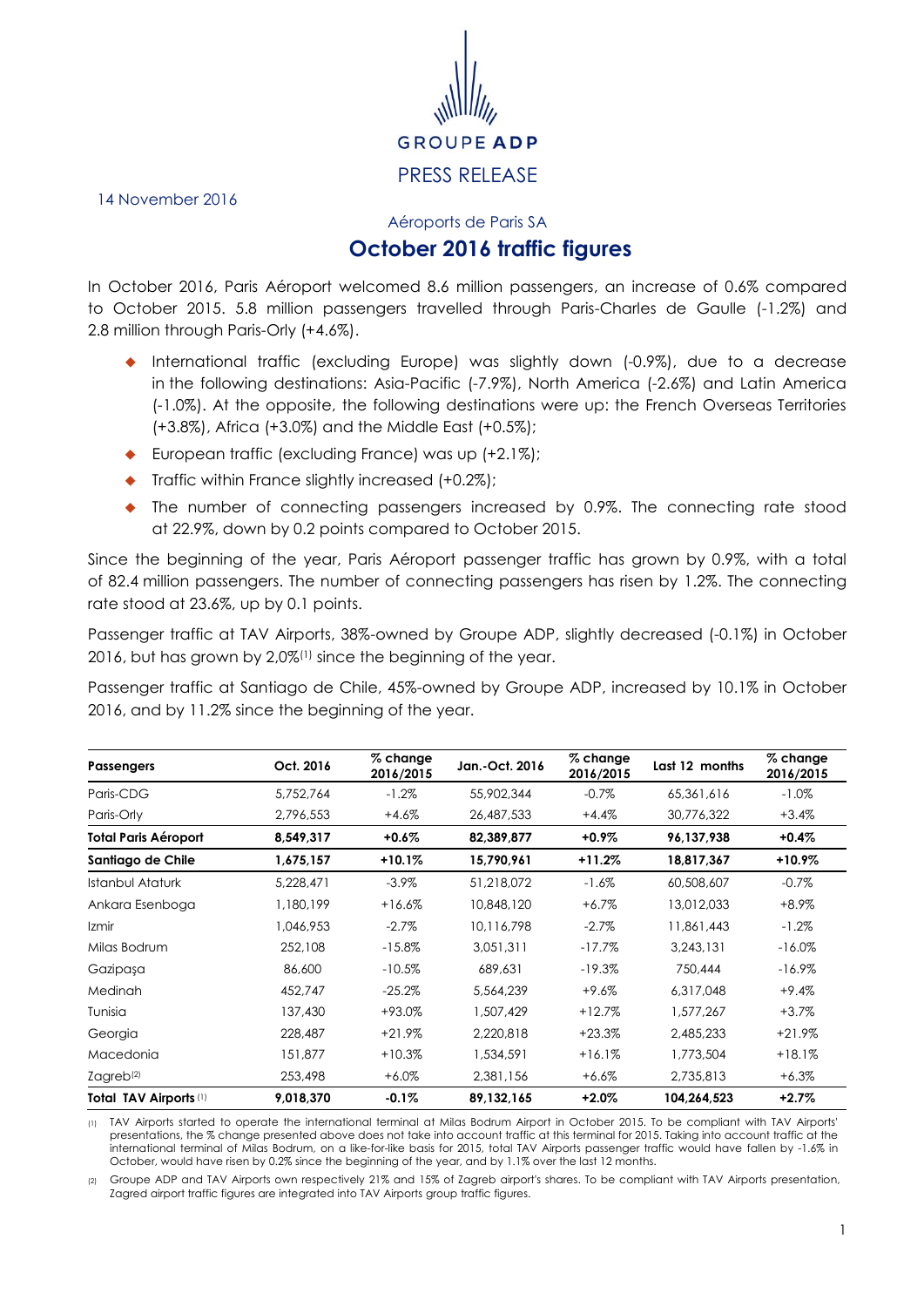GROUPE ADP

PRESS RELEASE

14 November 2016

Aéroports de Paris SA

# October 2016 traffic figures

In October 2016, Paris Aéroport welcomed 8.6 million passengers, an increase of 0.6% compared to October 2015. 5.8 million passengers travelled through Paris-Charles de Gaulle (-1.2%) and 2.8 million through Paris-Orly (+4.6%).

- International traffic (excluding Europe) was slightly down (-0.9%), due to a decrease in the following destinations: Asia-Pacific (-7.9%), North America (-2.6%) and Latin America (-1.0%). At the opposite, the following destinations were up: the French Overseas Territories (+3.8%), Africa (+3.0%) and the Middle East (+0.5%);
- European traffic (excluding France) was up (+2.1%);
- Traffic within France slightly increased (+0.2%);
- The number of connecting passengers increased by 0.9%. The connecting rate stood at 22.9%, down by 0.2 points compared to October 2015.

Since the beginning of the year, Paris Aéroport passenger traffic has grown by 0.9%, with a total of 82.4 million passengers. The number of connecting passengers has risen by 1.2%. The connecting rate stood at 23.6%, up by 0.1 points.

Passenger traffic at TAV Airports, 38%-owned by Groupe ADP, slightly decreased (-0.1%) in October 2016, but has grown by 2,0%[1] since the beginning of the year.

Passenger traffic at Santiago de Chile, 45%-owned by Groupe ADP, increased by 10.1% in October 2016, and by 11.2% since the beginning of the year.

| Passengers | Oct. 2016 | % change 2016/2015 | Jan.-Oct. 2016 | % change 2016/2015 | Last 12 months | % change 2016/2015 |
|---|---|---|---|---|---|---|
| Paris-CDG | 5,752,764 | -1.2% | 55,902,344 | -0.7% | 65,361,616 | -1.0% |
| Paris-Orly | 2,796,553 | +4.6% | 26,487,533 | +4.4% | 30,776,322 | +3.4% |
| **Total Paris Aéroport** | **8,549,317** | **+0.6%** | **82,389,877** | **+0.9%** | **96,137,938** | **+0.4%** |
| **Santiago de Chile** | **1,675,157** | **+10.1%** | **15,790,961** | **+11.2%** | **18,817,367** | **+10.9%** |
| Istanbul Ataturk | 5,228,471 | -3.9% | 51,218,072 | -1.6% | 60,508,607 | -0.7% |
| Ankara Esenboga | 1,180,199 | +16.6% | 10,848,120 | +6.7% | 13,012,033 | +8.9% |
| Izmir | 1,046,953 | -2.7% | 10,116,798 | -2.7% | 11,861,443 | -1.2% |
| Milas Bodrum | 252,108 | -15.8% | 3,051,311 | -17.7% | 3,243,131 | -16.0% |
| Gazipaşa | 86,600 | -10.5% | 689,631 | -19.3% | 750,444 | -16.9% |
| Medinah | 452,747 | -25.2% | 5,564,239 | +9.6% | 6,317,048 | +9.4% |
| Tunisia | 137,430 | +93.0% | 1,507,429 | +12.7% | 1,577,267 | +3.7% |
| Georgia | 228,487 | +21.9% | 2,220,818 | +23.3% | 2,485,233 | +21.9% |
| Macedonia | 151,877 | +10.3% | 1,534,591 | +16.1% | 1,773,504 | +18.1% |
| Zagreb[2] | 253,498 | +6.0% | 2,381,156 | +6.6% | 2,735,813 | +6.3% |
| **Total TAV Airports [1]** | **9,018,370** | **-0.1%** | **89,132,165** | **+2.0%** | **104,264,523** | **+2.7%** |

[1] TAV Airports started to operate the international terminal at Milas Bodrum Airport in October 2015. To be compliant with TAV Airports' presentations, the % change presented above does not take into account traffic at this terminal for 2015. Taking into account traffic at the international terminal of Milas Bodrum, on a like-for-like basis for 2015, total TAV Airports passenger traffic would have fallen by -1.6% in October, would have risen by 0.2% since the beginning of the year, and by 1.1% over the last 12 months.

[2] Groupe ADP and TAV Airports own respectively 21% and 15% of Zagreb airport's shares. To be compliant with TAV Airports presentation, Zagred airport traffic figures are integrated into TAV Airports group traffic figures.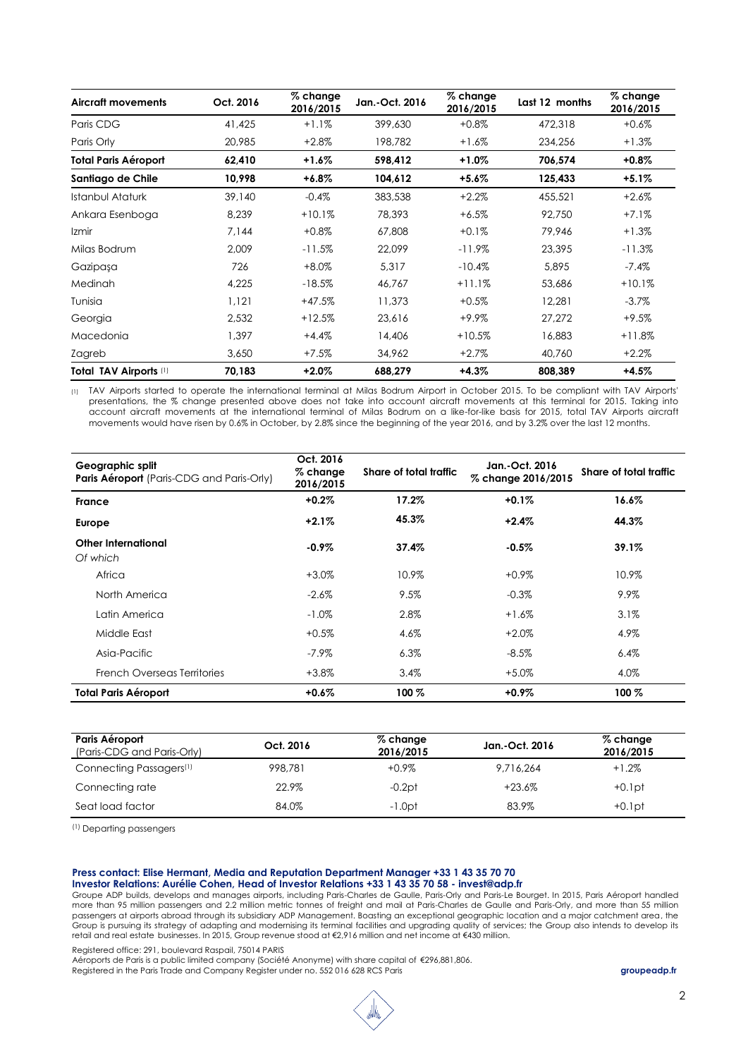| Aircraft movements | Oct. 2016 | % change 2016/2015 | Jan.-Oct. 2016 | % change 2016/2015 | Last 12 months | % change 2016/2015 |
|---|---|---|---|---|---|---|
| Paris CDG | 41,425 | +1.1% | 399,630 | +0.8% | 472,318 | +0.6% |
| Paris Orly | 20,985 | +2.8% | 198,782 | +1.6% | 234,256 | +1.3% |
| **Total Paris Aéroport** | **62,410** | **+1.6%** | **598,412** | **+1.0%** | **706,574** | **+0.8%** |
| **Santiago de Chile** | **10,998** | **+6.8%** | **104,612** | **+5.6%** | **125,433** | **+5.1%** |
| Istanbul Ataturk | 39,140 | -0.4% | 383,538 | +2.2% | 455,521 | +2.6% |
| Ankara Esenboga | 8,239 | +10.1% | 78,393 | +6.5% | 92,750 | +7.1% |
| Izmir | 7,144 | +0.8% | 67,808 | +0.1% | 79,946 | +1.3% |
| Milas Bodrum | 2,009 | -11.5% | 22,099 | -11.9% | 23,395 | -11.3% |
| Gazipaşa | 726 | +8.0% | 5,317 | -10.4% | 5,895 | -7.4% |
| Medinah | 4,225 | -18.5% | 46,767 | +11.1% | 53,686 | +10.1% |
| Tunisia | 1,121 | +47.5% | 11,373 | +0.5% | 12,281 | -3.7% |
| Georgia | 2,532 | +12.5% | 23,616 | +9.9% | 27,272 | +9.5% |
| Macedonia | 1,397 | +4.4% | 14,406 | +10.5% | 16,883 | +11.8% |
| Zagreb | 3,650 | +7.5% | 34,962 | +2.7% | 40,760 | +2.2% |
| **Total TAV Airports** [1] | **70,183** | **+2.0%** | **688,279** | **+4.3%** | **808,389** | **+4.5%** |

[1] TAV Airports started to operate the international terminal at Milas Bodrum Airport in October 2015. To be compliant with TAV Airports' presentations, the % change presented above does not take into account aircraft movements at this terminal for 2015. Taking into account aircraft movements at the international terminal of Milas Bodrum on a like-for-like basis for 2015, total TAV Airports aircraft movements would have risen by 0.6% in October, by 2.8% since the beginning of the year 2016, and by 3.2% over the last 12 months.

| Geographic split **Paris Aéroport** (Paris-CDG and Paris-Orly) | Oct. 2016 % change 2016/2015 | Share of total traffic | Jan.-Oct. 2016 % change 2016/2015 | Share of total traffic |
|---|---|---|---|---|
| **France** | **+0.2%** | **17.2%** | **+0.1%** | **16.6%** |
| **Europe** | **+2.1%** | **45.3%** | **+2.4%** | **44.3%** |
| **Other International** *Of which* | **-0.9%** | **37.4%** | **-0.5%** | **39.1%** |
| Africa | +3.0% | 10.9% | +0.9% | 10.9% |
| North America | -2.6% | 9.5% | -0.3% | 9.9% |
| Latin America | -1.0% | 2.8% | +1.6% | 3.1% |
| Middle East | +0.5% | 4.6% | +2.0% | 4.9% |
| Asia-Pacific | -7.9% | 6.3% | -8.5% | 6.4% |
| French Overseas Territories | +3.8% | 3.4% | +5.0% | 4.0% |
| **Total Paris Aéroport** | **+0.6%** | **100 %** | **+0.9%** | **100 %** |

| **Paris Aéroport** (Paris-CDG and Paris-Orly) | Oct. 2016 | % change 2016/2015 | Jan.-Oct. 2016 | % change 2016/2015 |
|---|---|---|---|---|
| Connecting Passagers[1] | 998,781 | +0.9% | 9,716,264 | +1.2% |
| Connecting rate | 22.9% | -0.2pt | +23.6% | +0.1pt |
| Seat load factor | 84.0% | -1.0pt | 83.9% | +0.1pt |

[1] Departing passengers

**Press contact: Elise Hermant, Media and Reputation Department Manager +33 1 43 35 70 70**
**Investor Relations: Aurélie Cohen, Head of Investor Relations +33 1 43 35 70 58 - invest@adp.fr**

Groupe ADP builds, develops and manages airports, including Paris-Charles de Gaulle, Paris-Orly and Paris-Le Bourget. In 2015, Paris Aéroport handled more than 95 million passengers and 2.2 million metric tonnes of freight and mail at Paris-Charles de Gaulle and Paris-Orly, and more than 55 million passengers at airports abroad through its subsidiary ADP Management. Boasting an exceptional geographic location and a major catchment area, the Group is pursuing its strategy of adapting and modernising its terminal facilities and upgrading quality of services; the Group also intends to develop its retail and real estate businesses. In 2015, Group revenue stood at €2,916 million and net income at €430 million.

Registered office: 291, boulevard Raspail, 75014 PARIS
Aéroports de Paris is a public limited company (Société Anonyme) with share capital of €296,881,806.
Registered in the Paris Trade and Company Register under no. 552 016 628 RCS Paris

**groupeadp.fr**